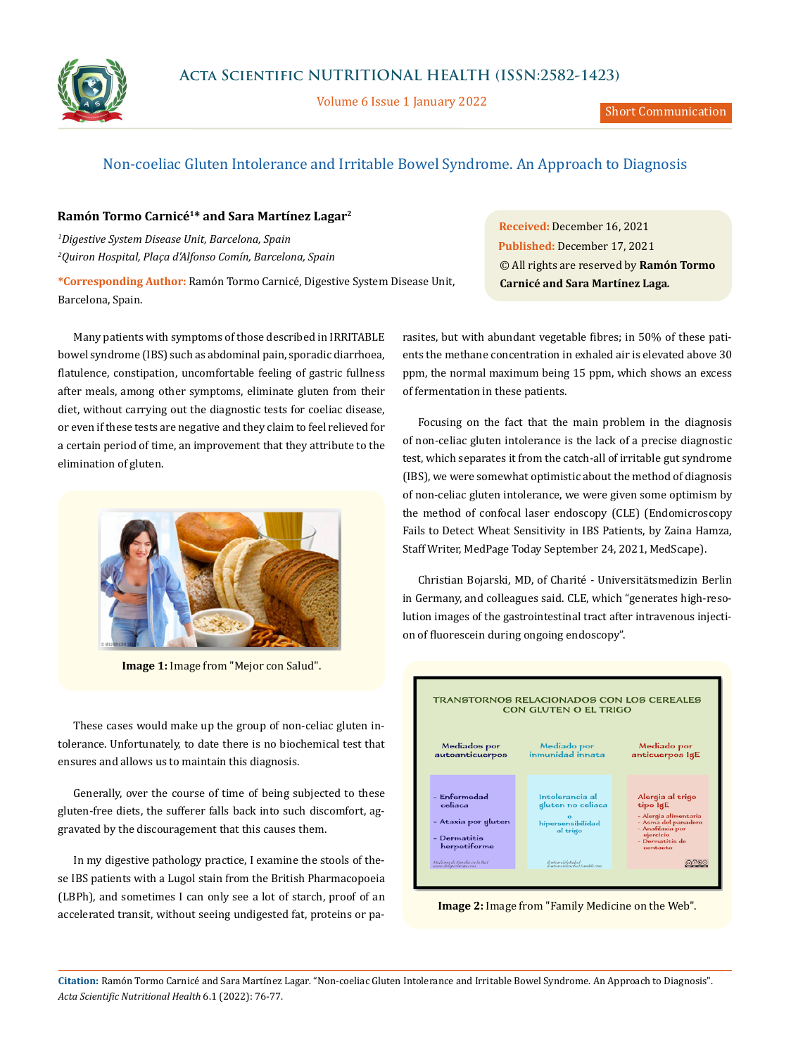# Non-coeliac Gluten Intolerance and Irritable Bowel Syndrome. An Approach to Diagnosis

**Ramón Tormo Carnicé[1]* and Sara Martínez Lagar[2]**

[1]*Digestive System Disease Unit, Barcelona, Spain*

[2]*Quiron Hospital, Plaça d'Alfonso Comín, Barcelona, Spain*

***Corresponding Author:** Ramón Tormo Carnicé, Digestive System Disease Unit, Barcelona, Spain.

**Received:** December 16, 2021

**Published:** December 17, 2021

© All rights are reserved by **Ramón Tormo Carnicé and Sara Martínez Laga.**

Many patients with symptoms of those described in IRRITABLE bowel syndrome (IBS) such as abdominal pain, sporadic diarrhoea, flatulence, constipation, uncomfortable feeling of gastric fullness after meals, among other symptoms, eliminate gluten from their diet, without carrying out the diagnostic tests for coeliac disease, or even if these tests are negative and they claim to feel relieved for a certain period of time, an improvement that they attribute to the elimination of gluten.

**Image 1:** Image from "Mejor con Salud".

These cases would make up the group of non-celiac gluten intolerance. Unfortunately, to date there is no biochemical test that ensures and allows us to maintain this diagnosis.

Generally, over the course of time of being subjected to these gluten-free diets, the sufferer falls back into such discomfort, aggravated by the discouragement that this causes them.

In my digestive pathology practice, I examine the stools of these IBS patients with a Lugol stain from the British Pharmacopoeia (LBPh), and sometimes I can only see a lot of starch, proof of an accelerated transit, without seeing undigested fat, proteins or parasites, but with abundant vegetable fibres; in 50% of these patients the methane concentration in exhaled air is elevated above 30 ppm, the normal maximum being 15 ppm, which shows an excess of fermentation in these patients.

Focusing on the fact that the main problem in the diagnosis of non-celiac gluten intolerance is the lack of a precise diagnostic test, which separates it from the catch-all of irritable gut syndrome (IBS), we were somewhat optimistic about the method of diagnosis of non-celiac gluten intolerance, we were given some optimism by the method of confocal laser endoscopy (CLE) (Endomicroscopy Fails to Detect Wheat Sensitivity in IBS Patients, by Zaina Hamza, Staff Writer, MedPage Today September 24, 2021, MedScape).

Christian Bojarski, MD, of Charité - Universitätsmedizin Berlin in Germany, and colleagues said. CLE, which "generates high-resolution images of the gastrointestinal tract after intravenous injection of fluorescein during ongoing endoscopy".

**Image 2:** Image from "Family Medicine on the Web".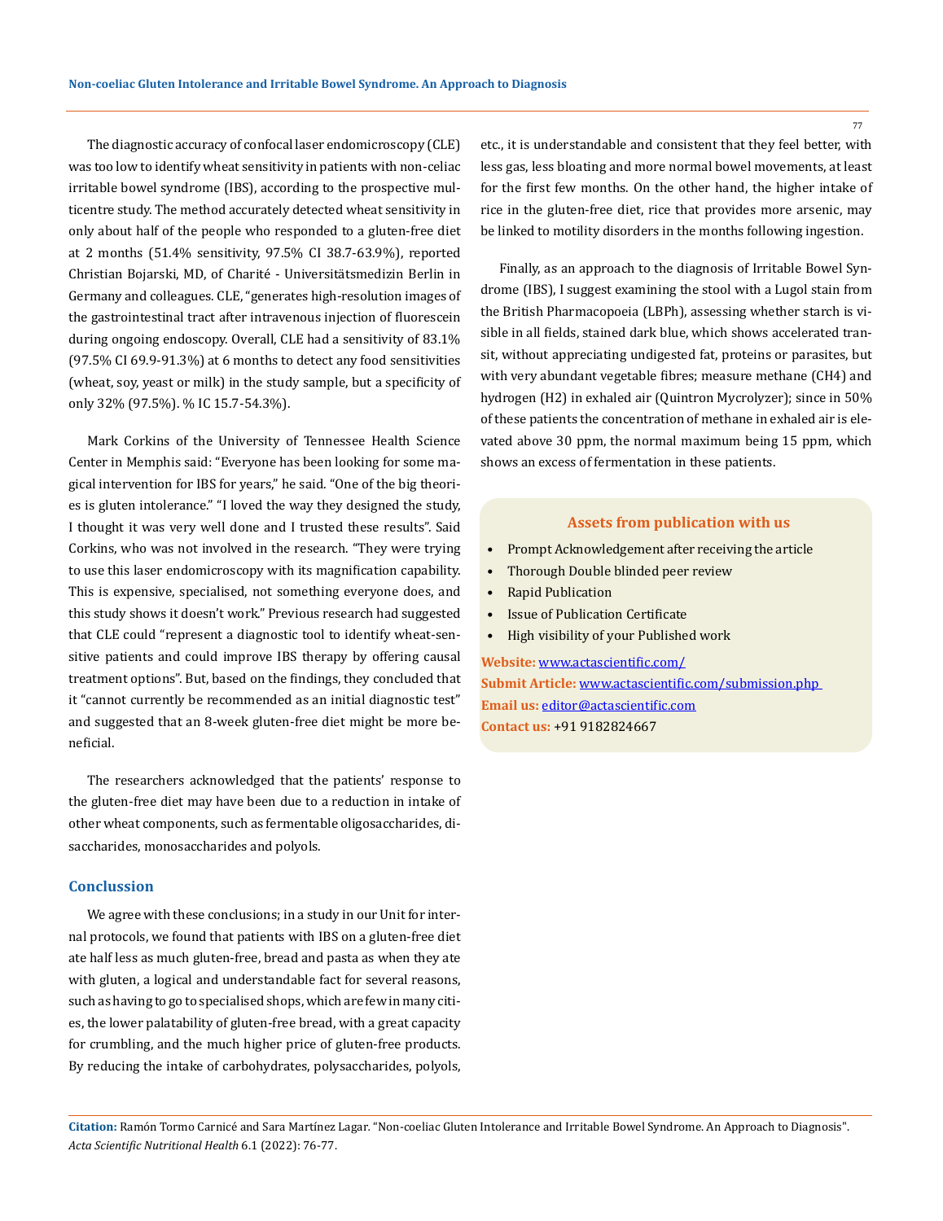The diagnostic accuracy of confocal laser endomicroscopy (CLE) was too low to identify wheat sensitivity in patients with non-celiac irritable bowel syndrome (IBS), according to the prospective multicentre study. The method accurately detected wheat sensitivity in only about half of the people who responded to a gluten-free diet at 2 months (51.4% sensitivity, 97.5% CI 38.7-63.9%), reported Christian Bojarski, MD, of Charité - Universitätsmedizin Berlin in Germany and colleagues. CLE, "generates high-resolution images of the gastrointestinal tract after intravenous injection of fluorescein during ongoing endoscopy. Overall, CLE had a sensitivity of 83.1% (97.5% CI 69.9-91.3%) at 6 months to detect any food sensitivities (wheat, soy, yeast or milk) in the study sample, but a specificity of only 32% (97.5%). % IC 15.7-54.3%).

Mark Corkins of the University of Tennessee Health Science Center in Memphis said: "Everyone has been looking for some magical intervention for IBS for years," he said. "One of the big theories is gluten intolerance." "I loved the way they designed the study, I thought it was very well done and I trusted these results". Said Corkins, who was not involved in the research. "They were trying to use this laser endomicroscopy with its magnification capability. This is expensive, specialised, not something everyone does, and this study shows it doesn't work." Previous research had suggested that CLE could "represent a diagnostic tool to identify wheat-sensitive patients and could improve IBS therapy by offering causal treatment options". But, based on the findings, they concluded that it "cannot currently be recommended as an initial diagnostic test" and suggested that an 8-week gluten-free diet might be more beneficial.

The researchers acknowledged that the patients' response to the gluten-free diet may have been due to a reduction in intake of other wheat components, such as fermentable oligosaccharides, disaccharides, monosaccharides and polyols.

## Conclussion

We agree with these conclusions; in a study in our Unit for internal protocols, we found that patients with IBS on a gluten-free diet ate half less as much gluten-free, bread and pasta as when they ate with gluten, a logical and understandable fact for several reasons, such as having to go to specialised shops, which are few in many cities, the lower palatability of gluten-free bread, with a great capacity for crumbling, and the much higher price of gluten-free products. By reducing the intake of carbohydrates, polysaccharides, polyols, etc., it is understandable and consistent that they feel better, with less gas, less bloating and more normal bowel movements, at least for the first few months. On the other hand, the higher intake of rice in the gluten-free diet, rice that provides more arsenic, may be linked to motility disorders in the months following ingestion.

Finally, as an approach to the diagnosis of Irritable Bowel Syndrome (IBS), I suggest examining the stool with a Lugol stain from the British Pharmacopoeia (LBPh), assessing whether starch is visible in all fields, stained dark blue, which shows accelerated transit, without appreciating undigested fat, proteins or parasites, but with very abundant vegetable fibres; measure methane ($CH_4$) and hydrogen ($H_2$) in exhaled air (Quintron Mycrolyzer); since in 50% of these patients the concentration of methane in exhaled air is elevated above 30 ppm, the normal maximum being 15 ppm, which shows an excess of fermentation in these patients.

**Assets from publication with us**

- Prompt Acknowledgement after receiving the article
- Thorough Double blinded peer review
- Rapid Publication
- Issue of Publication Certificate
- High visibility of your Published work

**Website:** www.actascientific.com/
**Submit Article:** www.actascientific.com/submission.php
**Email us:** editor@actascientific.com
**Contact us:** +91 9182824667